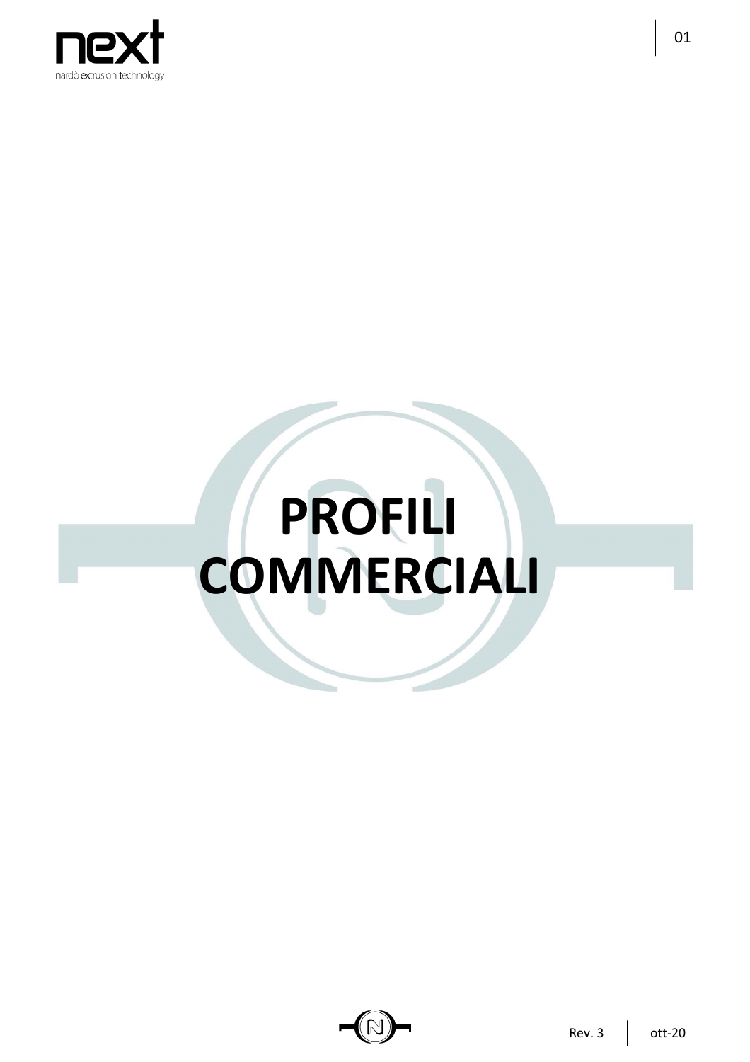# PROFILI COMMERCIALI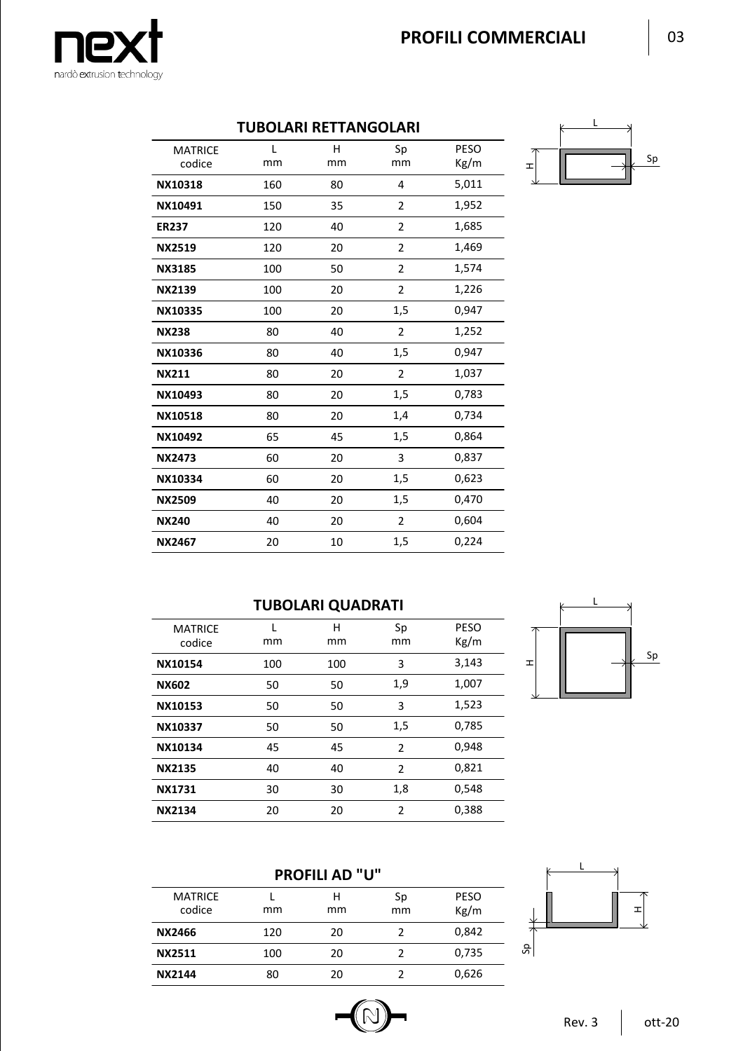## PROFILI COMMERCIALI

### TUBOLARI RETTANGOLARI

| MATRICE codice | L mm | H mm | Sp mm | PESO Kg/m |
|---|---|---|---|---|
| **NX10318** | 160 | 80 | 4 | 5,011 |
| **NX10491** | 150 | 35 | 2 | 1,952 |
| **ER237** | 120 | 40 | 2 | 1,685 |
| **NX2519** | 120 | 20 | 2 | 1,469 |
| **NX3185** | 100 | 50 | 2 | 1,574 |
| **NX2139** | 100 | 20 | 2 | 1,226 |
| **NX10335** | 100 | 20 | 1,5 | 0,947 |
| **NX238** | 80 | 40 | 2 | 1,252 |
| **NX10336** | 80 | 40 | 1,5 | 0,947 |
| **NX211** | 80 | 20 | 2 | 1,037 |
| **NX10493** | 80 | 20 | 1,5 | 0,783 |
| **NX10518** | 80 | 20 | 1,4 | 0,734 |
| **NX10492** | 65 | 45 | 1,5 | 0,864 |
| **NX2473** | 60 | 20 | 3 | 0,837 |
| **NX10334** | 60 | 20 | 1,5 | 0,623 |
| **NX2509** | 40 | 20 | 1,5 | 0,470 |
| **NX240** | 40 | 20 | 2 | 0,604 |
| **NX2467** | 20 | 10 | 1,5 | 0,224 |

L, H, Sp

### TUBOLARI QUADRATI

| MATRICE codice | L mm | H mm | Sp mm | PESO Kg/m |
|---|---|---|---|---|
| **NX10154** | 100 | 100 | 3 | 3,143 |
| **NX602** | 50 | 50 | 1,9 | 1,007 |
| **NX10153** | 50 | 50 | 3 | 1,523 |
| **NX10337** | 50 | 50 | 1,5 | 0,785 |
| **NX10134** | 45 | 45 | 2 | 0,948 |
| **NX2135** | 40 | 40 | 2 | 0,821 |
| **NX1731** | 30 | 30 | 1,8 | 0,548 |
| **NX2134** | 20 | 20 | 2 | 0,388 |

L, H, Sp

### PROFILI AD "U"

| MATRICE codice | L mm | H mm | Sp mm | PESO Kg/m |
|---|---|---|---|---|
| **NX2466** | 120 | 20 | 2 | 0,842 |
| **NX2511** | 100 | 20 | 2 | 0,735 |
| **NX2144** | 80 | 20 | 2 | 0,626 |

L, H, Sp

Rev. 3 | ott-20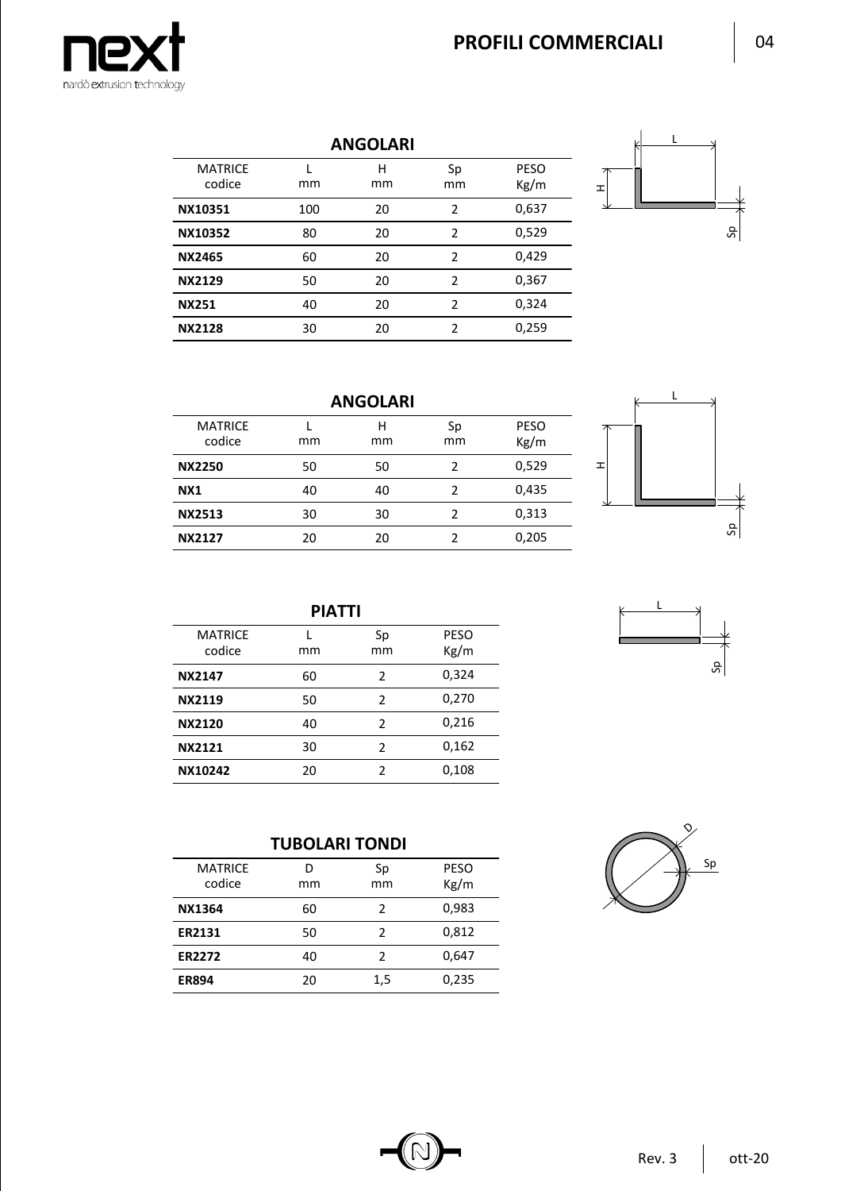# PROFILI COMMERCIALI

## ANGOLARI

| MATRICE codice | L mm | H mm | Sp mm | PESO Kg/m |
|---|---|---|---|---|
| **NX10351** | 100 | 20 | 2 | 0,637 |
| **NX10352** | 80 | 20 | 2 | 0,529 |
| **NX2465** | 60 | 20 | 2 | 0,429 |
| **NX2129** | 50 | 20 | 2 | 0,367 |
| **NX251** | 40 | 20 | 2 | 0,324 |
| **NX2128** | 30 | 20 | 2 | 0,259 |

L
H
Sp

## ANGOLARI

| MATRICE codice | L mm | H mm | Sp mm | PESO Kg/m |
|---|---|---|---|---|
| **NX2250** | 50 | 50 | 2 | 0,529 |
| **NX1** | 40 | 40 | 2 | 0,435 |
| **NX2513** | 30 | 30 | 2 | 0,313 |
| **NX2127** | 20 | 20 | 2 | 0,205 |

L
H
Sp

## PIATTI

| MATRICE codice | L mm | Sp mm | PESO Kg/m |
|---|---|---|---|
| **NX2147** | 60 | 2 | 0,324 |
| **NX2119** | 50 | 2 | 0,270 |
| **NX2120** | 40 | 2 | 0,216 |
| **NX2121** | 30 | 2 | 0,162 |
| **NX10242** | 20 | 2 | 0,108 |

L
Sp

## TUBOLARI TONDI

| MATRICE codice | D mm | Sp mm | PESO Kg/m |
|---|---|---|---|
| **NX1364** | 60 | 2 | 0,983 |
| **ER2131** | 50 | 2 | 0,812 |
| **ER2272** | 40 | 2 | 0,647 |
| **ER894** | 20 | 1,5 | 0,235 |

D
Sp

Rev. 3 | ott-20